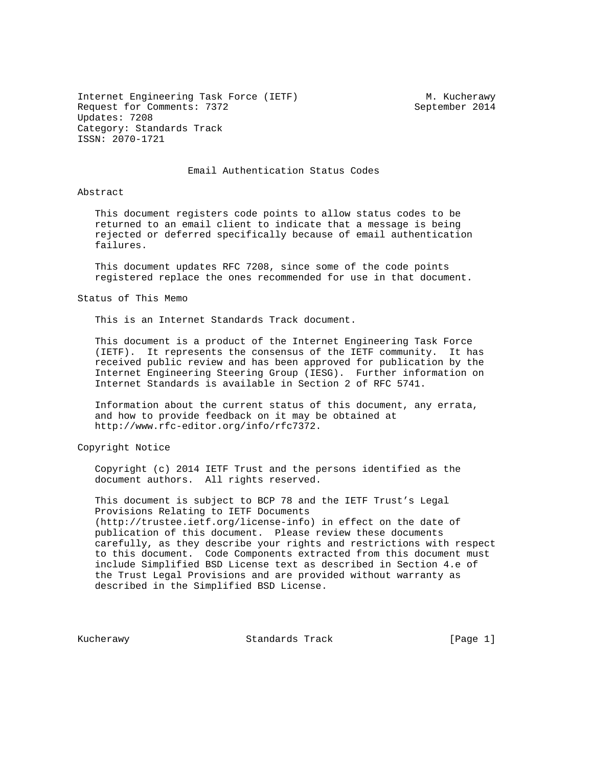Internet Engineering Task Force (IETF) M. Kucherawy
Request for Comments: 7372 September 2014
Updates: 7208
Category: Standards Track
ISSN: 2070-1721

# Email Authentication Status Codes

## Abstract

This document registers code points to allow status codes to be returned to an email client to indicate that a message is being rejected or deferred specifically because of email authentication failures.

This document updates RFC 7208, since some of the code points registered replace the ones recommended for use in that document.

## Status of This Memo

This is an Internet Standards Track document.

This document is a product of the Internet Engineering Task Force (IETF). It represents the consensus of the IETF community. It has received public review and has been approved for publication by the Internet Engineering Steering Group (IESG). Further information on Internet Standards is available in Section 2 of RFC 5741.

Information about the current status of this document, any errata, and how to provide feedback on it may be obtained at http://www.rfc-editor.org/info/rfc7372.

## Copyright Notice

Copyright (c) 2014 IETF Trust and the persons identified as the document authors. All rights reserved.

This document is subject to BCP 78 and the IETF Trust's Legal Provisions Relating to IETF Documents (http://trustee.ietf.org/license-info) in effect on the date of publication of this document. Please review these documents carefully, as they describe your rights and restrictions with respect to this document. Code Components extracted from this document must include Simplified BSD License text as described in Section 4.e of the Trust Legal Provisions and are provided without warranty as described in the Simplified BSD License.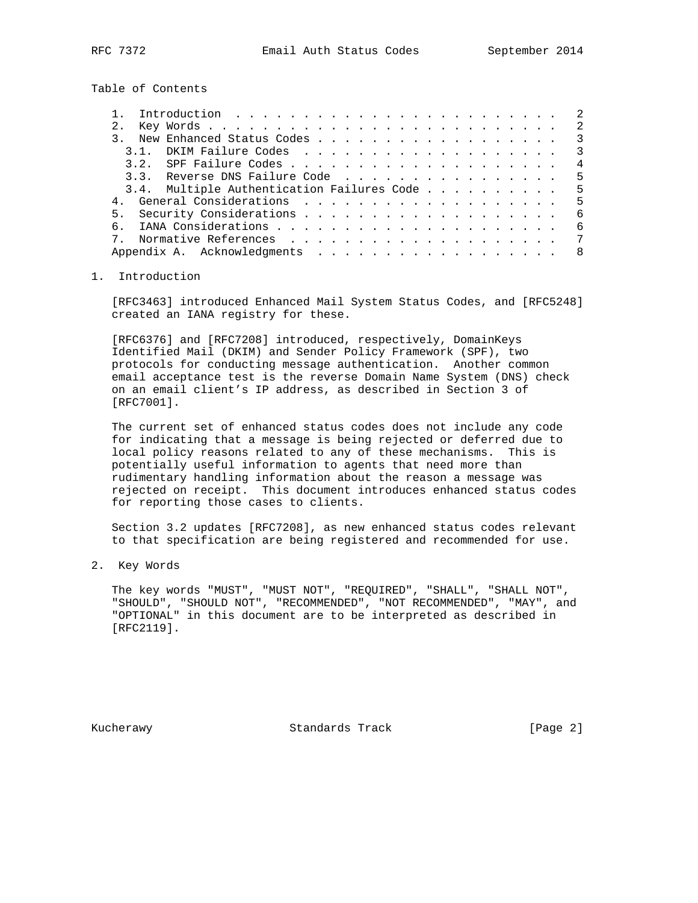Table of Contents

```
   1.  Introduction . . . . . . . . . . . . . . . . . . . . . . . .   2
   2.  Key Words . . . . . . . . . . . . . . . . . . . . . . . . . .   2
   3.  New Enhanced Status Codes . . . . . . . . . . . . . . . . . .   3
     3.1.  DKIM Failure Codes  . . . . . . . . . . . . . . . . . . .   3
     3.2.  SPF Failure Codes . . . . . . . . . . . . . . . . . . . .   4
     3.3.  Reverse DNS Failure Code  . . . . . . . . . . . . . . . .   5
     3.4.  Multiple Authentication Failures Code . . . . . . . . . .   5
   4.  General Considerations  . . . . . . . . . . . . . . . . . . .   5
   5.  Security Considerations . . . . . . . . . . . . . . . . . . .   6
   6.  IANA Considerations . . . . . . . . . . . . . . . . . . . . .   6
   7.  Normative References  . . . . . . . . . . . . . . . . . . . .   7
   Appendix A.  Acknowledgments  . . . . . . . . . . . . . . . . . .   8
```

# 1. Introduction

[RFC3463] introduced Enhanced Mail System Status Codes, and [RFC5248] created an IANA registry for these.

[RFC6376] and [RFC7208] introduced, respectively, DomainKeys Identified Mail (DKIM) and Sender Policy Framework (SPF), two protocols for conducting message authentication. Another common email acceptance test is the reverse Domain Name System (DNS) check on an email client's IP address, as described in Section 3 of [RFC7001].

The current set of enhanced status codes does not include any code for indicating that a message is being rejected or deferred due to local policy reasons related to any of these mechanisms. This is potentially useful information to agents that need more than rudimentary handling information about the reason a message was rejected on receipt. This document introduces enhanced status codes for reporting those cases to clients.

Section 3.2 updates [RFC7208], as new enhanced status codes relevant to that specification are being registered and recommended for use.

# 2. Key Words

The key words "MUST", "MUST NOT", "REQUIRED", "SHALL", "SHALL NOT", "SHOULD", "SHOULD NOT", "RECOMMENDED", "NOT RECOMMENDED", "MAY", and "OPTIONAL" in this document are to be interpreted as described in [RFC2119].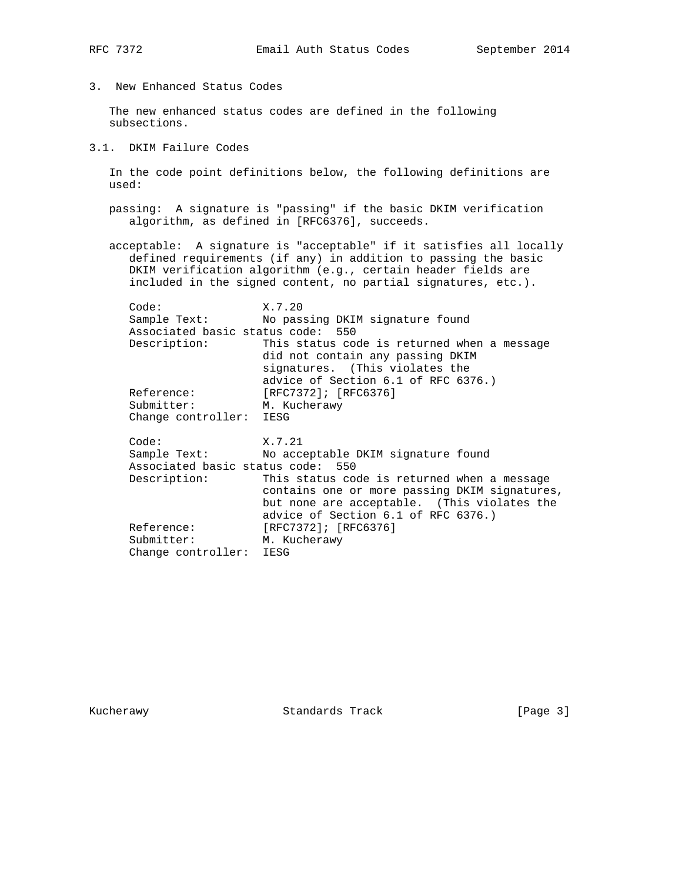## 3. New Enhanced Status Codes

The new enhanced status codes are defined in the following subsections.

### 3.1. DKIM Failure Codes

In the code point definitions below, the following definitions are used:

passing: A signature is "passing" if the basic DKIM verification algorithm, as defined in [RFC6376], succeeds.

acceptable: A signature is "acceptable" if it satisfies all locally defined requirements (if any) in addition to passing the basic DKIM verification algorithm (e.g., certain header fields are included in the signed content, no partial signatures, etc.).

```
Code:               X.7.20
Sample Text:        No passing DKIM signature found
Associated basic status code:  550
Description:        This status code is returned when a message
                    did not contain any passing DKIM
                    signatures.  (This violates the
                    advice of Section 6.1 of RFC 6376.)
Reference:          [RFC7372]; [RFC6376]
Submitter:          M. Kucherawy
Change controller:  IESG

Code:               X.7.21
Sample Text:        No acceptable DKIM signature found
Associated basic status code:  550
Description:        This status code is returned when a message
                    contains one or more passing DKIM signatures,
                    but none are acceptable.  (This violates the
                    advice of Section 6.1 of RFC 6376.)
Reference:          [RFC7372]; [RFC6376]
Submitter:          M. Kucherawy
Change controller:  IESG
```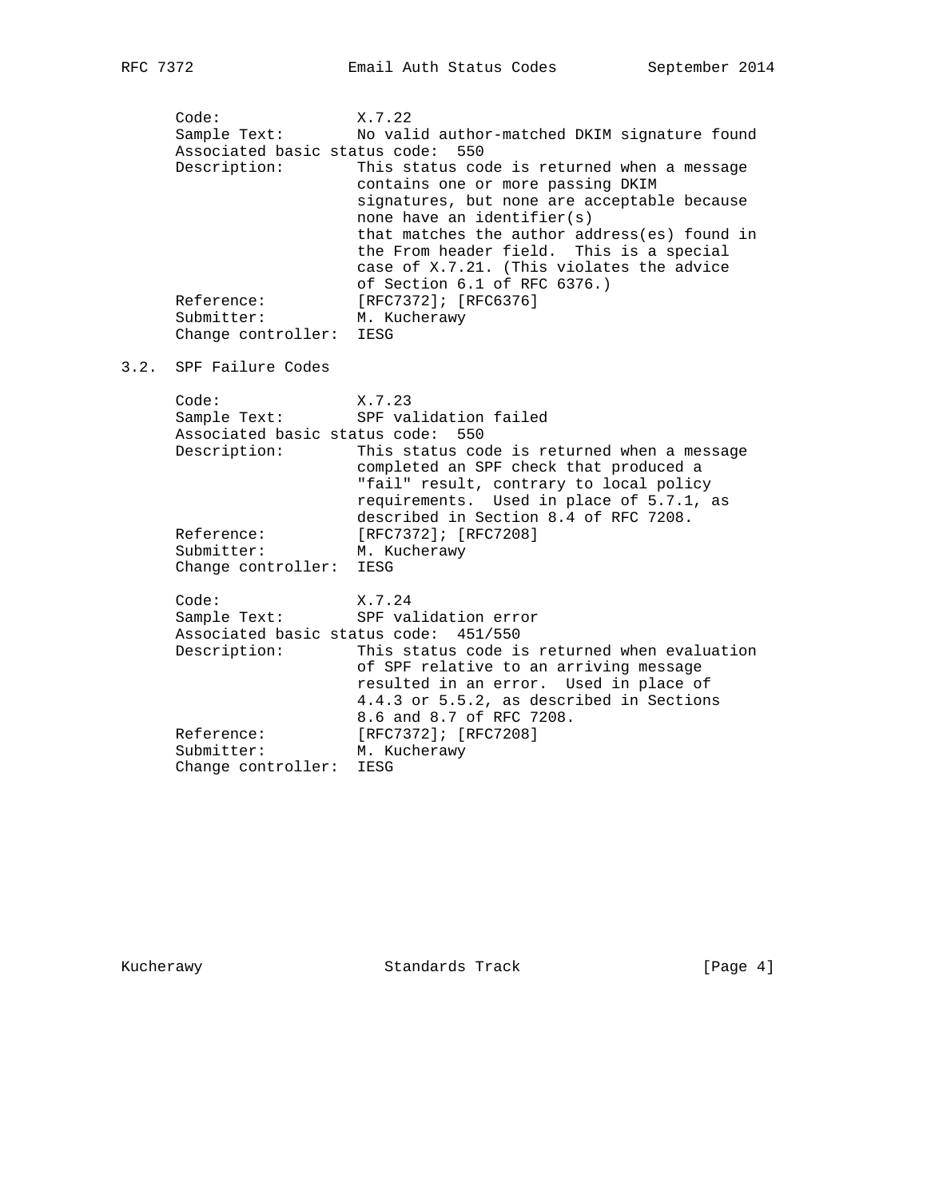Code: X.7.22
Sample Text: No valid author-matched DKIM signature found
Associated basic status code: 550
Description: This status code is returned when a message contains one or more passing DKIM signatures, but none are acceptable because none have an identifier(s) that matches the author address(es) found in the From header field. This is a special case of X.7.21. (This violates the advice of Section 6.1 of RFC 6376.)
Reference: [RFC7372]; [RFC6376]
Submitter: M. Kucherawy
Change controller: IESG

## 3.2. SPF Failure Codes

Code: X.7.23
Sample Text: SPF validation failed
Associated basic status code: 550
Description: This status code is returned when a message completed an SPF check that produced a "fail" result, contrary to local policy requirements. Used in place of 5.7.1, as described in Section 8.4 of RFC 7208.
Reference: [RFC7372]; [RFC7208]
Submitter: M. Kucherawy
Change controller: IESG

Code: X.7.24
Sample Text: SPF validation error
Associated basic status code: 451/550
Description: This status code is returned when evaluation of SPF relative to an arriving message resulted in an error. Used in place of 4.4.3 or 5.5.2, as described in Sections 8.6 and 8.7 of RFC 7208.
Reference: [RFC7372]; [RFC7208]
Submitter: M. Kucherawy
Change controller: IESG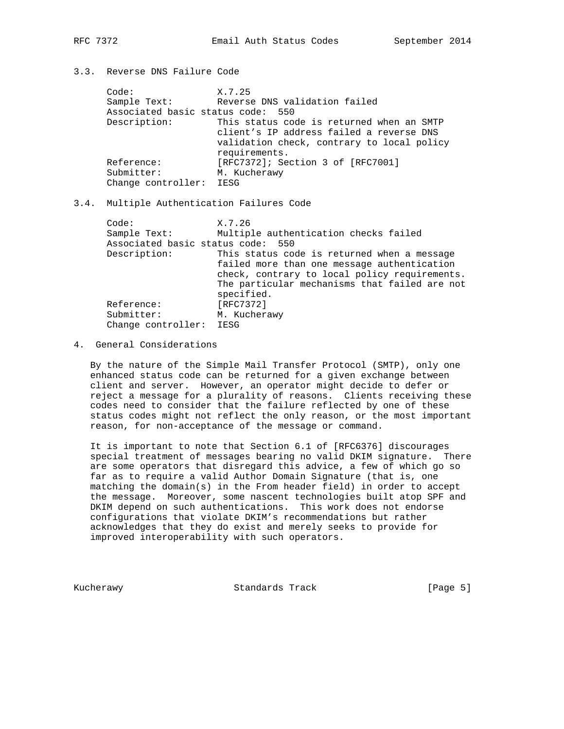### 3.3. Reverse DNS Failure Code

Code: X.7.25
Sample Text: Reverse DNS validation failed
Associated basic status code: 550
Description: This status code is returned when an SMTP client's IP address failed a reverse DNS validation check, contrary to local policy requirements.
Reference: [RFC7372]; Section 3 of [RFC7001]
Submitter: M. Kucherawy
Change controller: IESG

### 3.4. Multiple Authentication Failures Code

Code: X.7.26
Sample Text: Multiple authentication checks failed
Associated basic status code: 550
Description: This status code is returned when a message failed more than one message authentication check, contrary to local policy requirements. The particular mechanisms that failed are not specified.
Reference: [RFC7372]
Submitter: M. Kucherawy
Change controller: IESG

## 4. General Considerations

By the nature of the Simple Mail Transfer Protocol (SMTP), only one enhanced status code can be returned for a given exchange between client and server. However, an operator might decide to defer or reject a message for a plurality of reasons. Clients receiving these codes need to consider that the failure reflected by one of these status codes might not reflect the only reason, or the most important reason, for non-acceptance of the message or command.

It is important to note that Section 6.1 of [RFC6376] discourages special treatment of messages bearing no valid DKIM signature. There are some operators that disregard this advice, a few of which go so far as to require a valid Author Domain Signature (that is, one matching the domain(s) in the From header field) in order to accept the message. Moreover, some nascent technologies built atop SPF and DKIM depend on such authentications. This work does not endorse configurations that violate DKIM's recommendations but rather acknowledges that they do exist and merely seeks to provide for improved interoperability with such operators.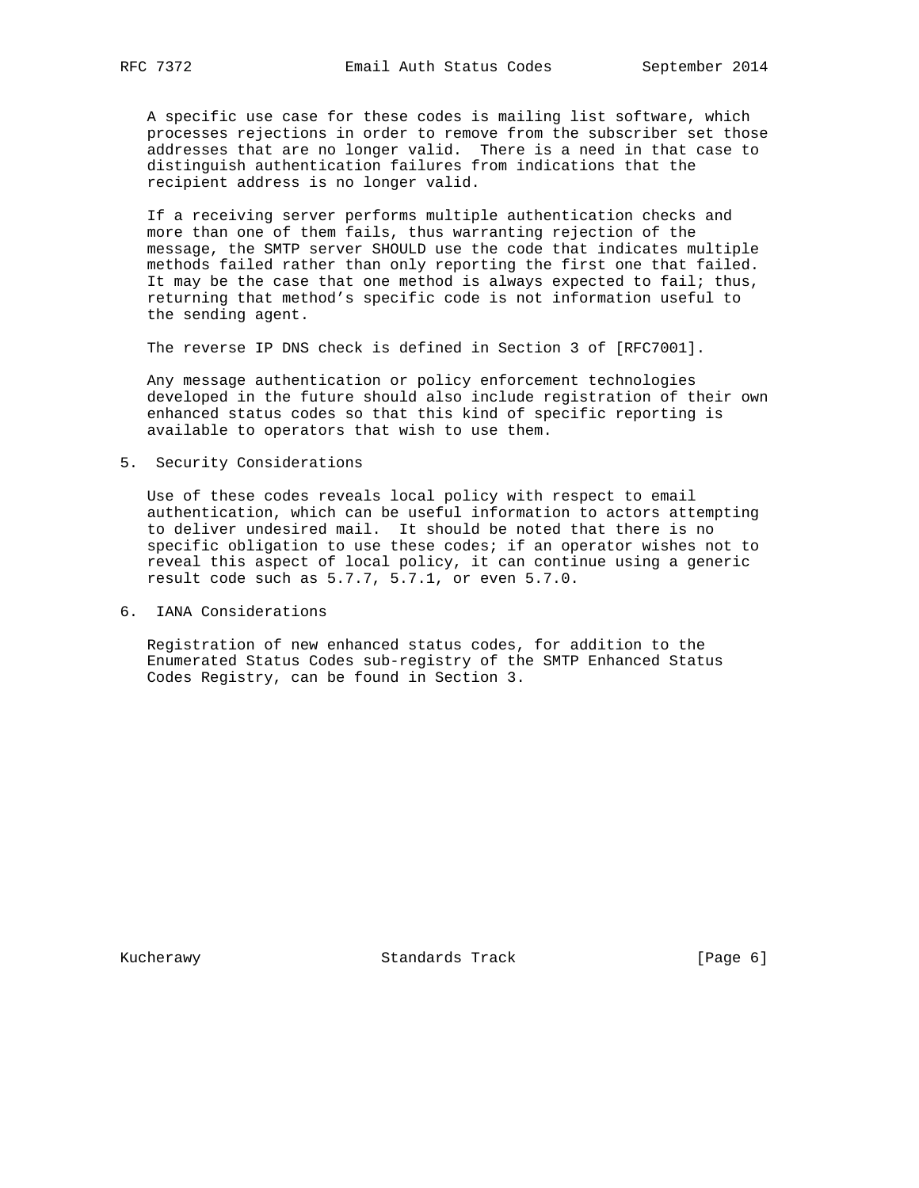A specific use case for these codes is mailing list software, which processes rejections in order to remove from the subscriber set those addresses that are no longer valid. There is a need in that case to distinguish authentication failures from indications that the recipient address is no longer valid.

If a receiving server performs multiple authentication checks and more than one of them fails, thus warranting rejection of the message, the SMTP server SHOULD use the code that indicates multiple methods failed rather than only reporting the first one that failed. It may be the case that one method is always expected to fail; thus, returning that method's specific code is not information useful to the sending agent.

The reverse IP DNS check is defined in Section 3 of [RFC7001].

Any message authentication or policy enforcement technologies developed in the future should also include registration of their own enhanced status codes so that this kind of specific reporting is available to operators that wish to use them.

## 5. Security Considerations

Use of these codes reveals local policy with respect to email authentication, which can be useful information to actors attempting to deliver undesired mail. It should be noted that there is no specific obligation to use these codes; if an operator wishes not to reveal this aspect of local policy, it can continue using a generic result code such as 5.7.7, 5.7.1, or even 5.7.0.

## 6. IANA Considerations

Registration of new enhanced status codes, for addition to the Enumerated Status Codes sub-registry of the SMTP Enhanced Status Codes Registry, can be found in Section 3.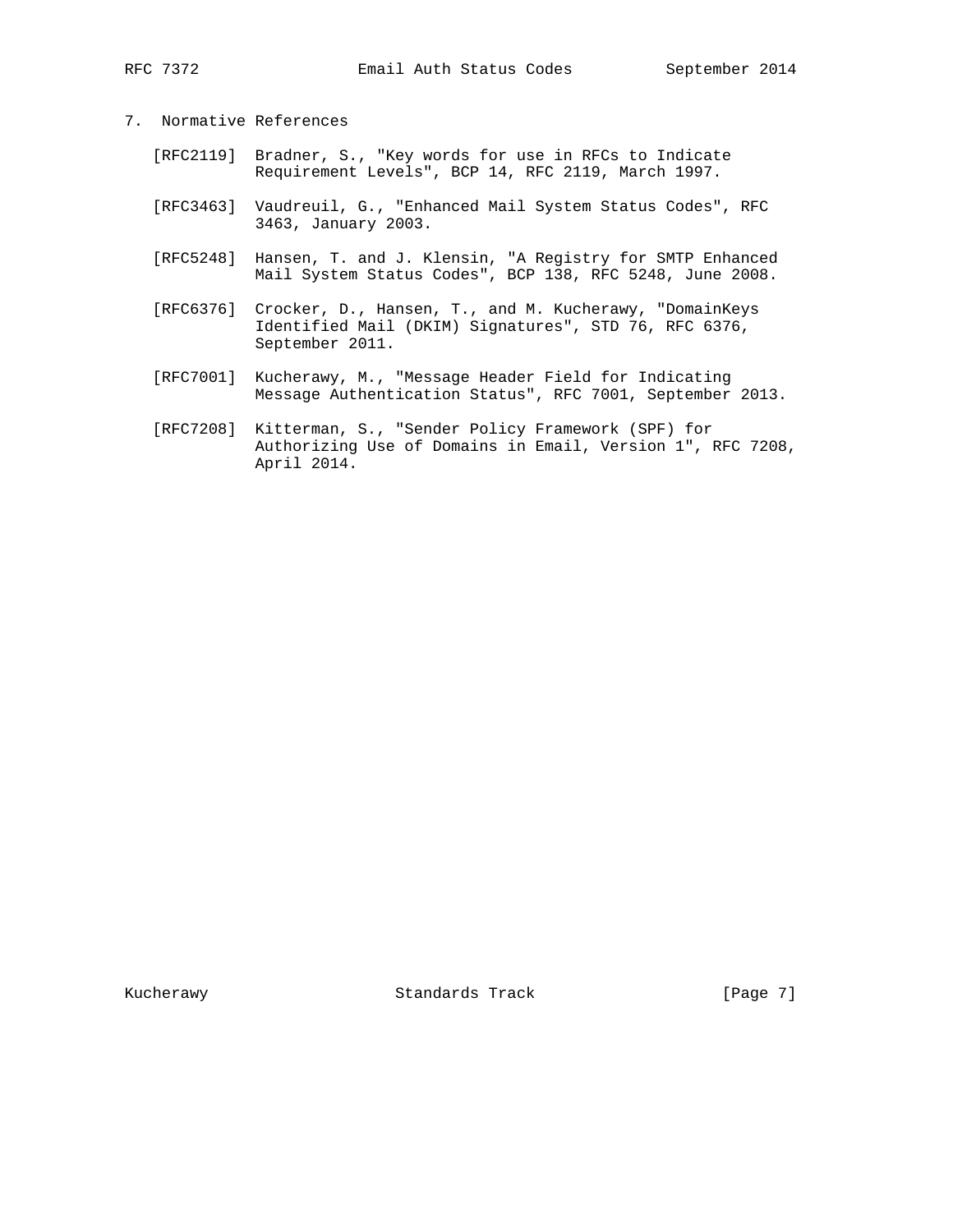## 7. Normative References

[RFC2119] Bradner, S., "Key words for use in RFCs to Indicate Requirement Levels", BCP 14, RFC 2119, March 1997.

[RFC3463] Vaudreuil, G., "Enhanced Mail System Status Codes", RFC 3463, January 2003.

[RFC5248] Hansen, T. and J. Klensin, "A Registry for SMTP Enhanced Mail System Status Codes", BCP 138, RFC 5248, June 2008.

[RFC6376] Crocker, D., Hansen, T., and M. Kucherawy, "DomainKeys Identified Mail (DKIM) Signatures", STD 76, RFC 6376, September 2011.

[RFC7001] Kucherawy, M., "Message Header Field for Indicating Message Authentication Status", RFC 7001, September 2013.

[RFC7208] Kitterman, S., "Sender Policy Framework (SPF) for Authorizing Use of Domains in Email, Version 1", RFC 7208, April 2014.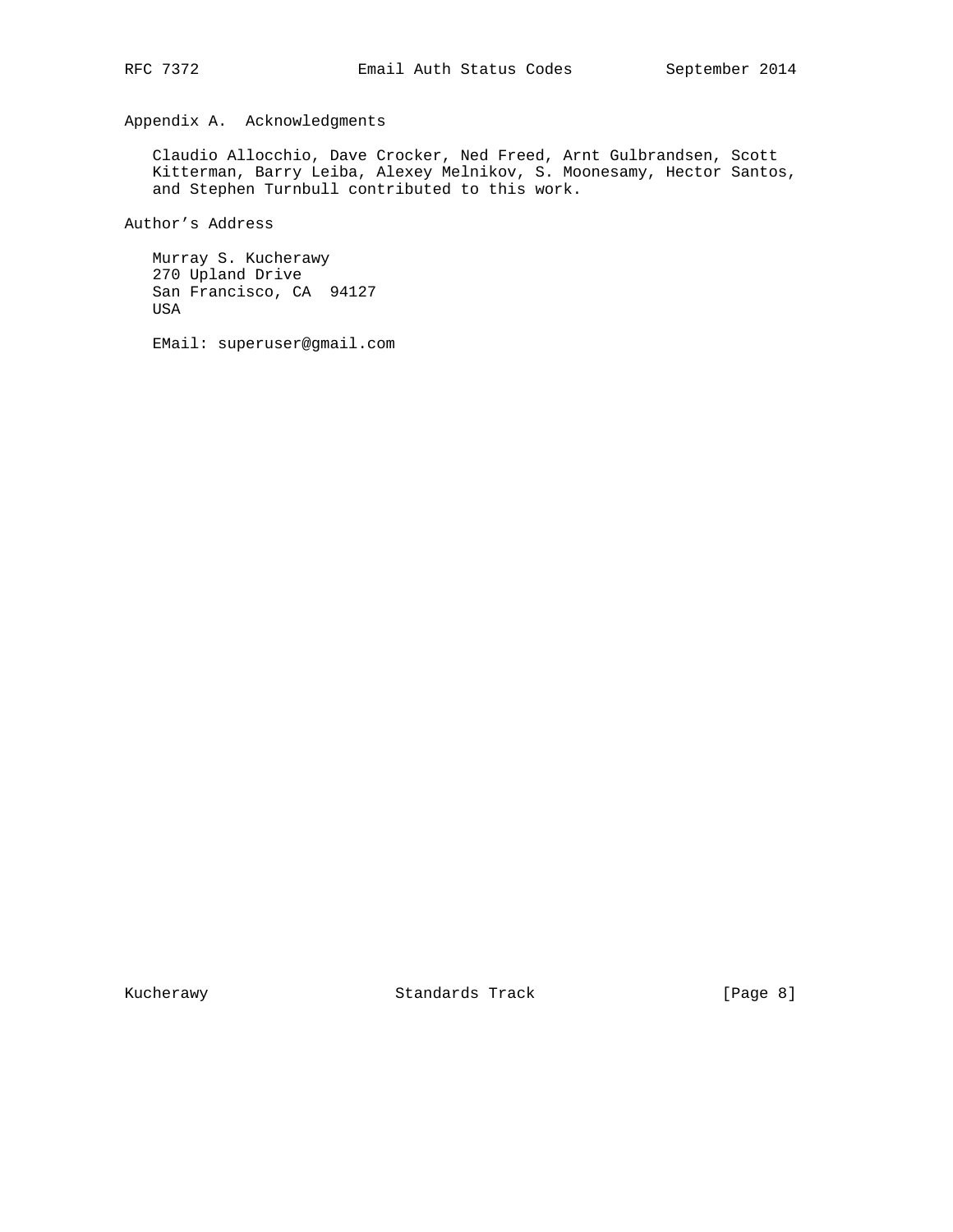## Appendix A. Acknowledgments

Claudio Allocchio, Dave Crocker, Ned Freed, Arnt Gulbrandsen, Scott Kitterman, Barry Leiba, Alexey Melnikov, S. Moonesamy, Hector Santos, and Stephen Turnbull contributed to this work.

## Author's Address

Murray S. Kucherawy
270 Upland Drive
San Francisco, CA 94127
USA

EMail: superuser@gmail.com